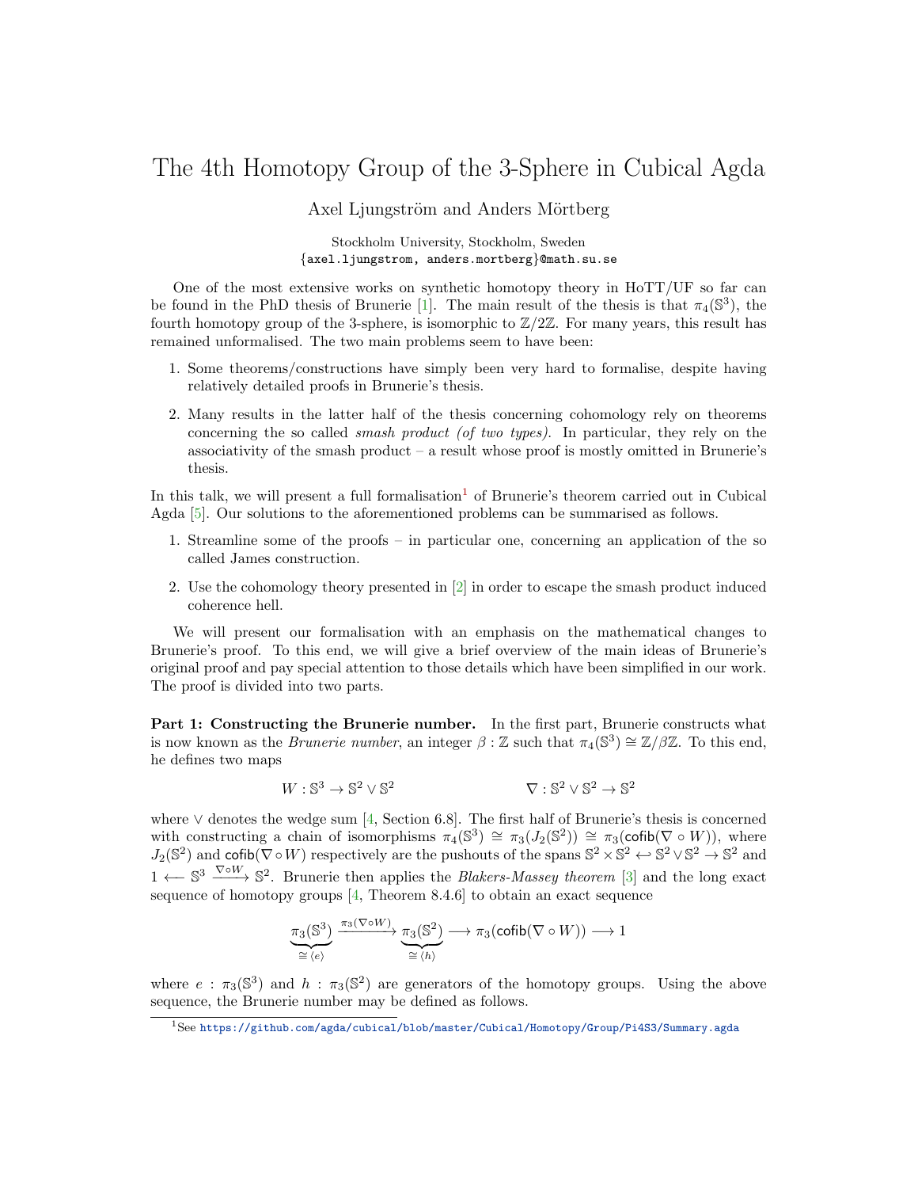# The 4th Homotopy Group of the 3-Sphere in Cubical Agda

Axel Ljungström and Anders Mörtberg

Stockholm University, Stockholm, Sweden
{axel.ljungstrom, anders.mortberg}@math.su.se

One of the most extensive works on synthetic homotopy theory in HoTT/UF so far can be found in the PhD thesis of Brunerie [1]. The main result of the thesis is that $\pi_4(\mathbb{S}^3)$, the fourth homotopy group of the 3-sphere, is isomorphic to $\mathbb{Z}/2\mathbb{Z}$. For many years, this result has remained unformalised. The two main problems seem to have been:

1. Some theorems/constructions have simply been very hard to formalise, despite having relatively detailed proofs in Brunerie's thesis.
2. Many results in the latter half of the thesis concerning cohomology rely on theorems concerning the so called *smash product (of two types)*. In particular, they rely on the associativity of the smash product – a result whose proof is mostly omitted in Brunerie's thesis.

In this talk, we will present a full formalisation[1] of Brunerie's theorem carried out in Cubical Agda [5]. Our solutions to the aforementioned problems can be summarised as follows.

1. Streamline some of the proofs – in particular one, concerning an application of the so called James construction.
2. Use the cohomology theory presented in [2] in order to escape the smash product induced coherence hell.

We will present our formalisation with an emphasis on the mathematical changes to Brunerie's proof. To this end, we will give a brief overview of the main ideas of Brunerie's original proof and pay special attention to those details which have been simplified in our work. The proof is divided into two parts.

**Part 1: Constructing the Brunerie number.** In the first part, Brunerie constructs what is now known as the *Brunerie number*, an integer $\beta : \mathbb{Z}$ such that $\pi_4(\mathbb{S}^3) \cong \mathbb{Z}/\beta\mathbb{Z}$. To this end, he defines two maps

$$W : \mathbb{S}^3 \to \mathbb{S}^2 \vee \mathbb{S}^2 \qquad\qquad \nabla : \mathbb{S}^2 \vee \mathbb{S}^2 \to \mathbb{S}^2$$

where $\vee$ denotes the wedge sum [4, Section 6.8]. The first half of Brunerie's thesis is concerned with constructing a chain of isomorphisms $\pi_4(\mathbb{S}^3) \cong \pi_3(J_2(\mathbb{S}^2)) \cong \pi_3(\mathsf{cofib}(\nabla \circ W))$, where $J_2(\mathbb{S}^2)$ and $\mathsf{cofib}(\nabla \circ W)$ respectively are the pushouts of the spans $\mathbb{S}^2 \times \mathbb{S}^2 \hookleftarrow \mathbb{S}^2 \vee \mathbb{S}^2 \to \mathbb{S}^2$ and $1 \longleftarrow \mathbb{S}^3 \xrightarrow{\nabla \circ W} \mathbb{S}^2$. Brunerie then applies the *Blakers-Massey theorem* [3] and the long exact sequence of homotopy groups [4, Theorem 8.4.6] to obtain an exact sequence

$$\underbrace{\pi_3(\mathbb{S}^3)}_{\cong \langle e \rangle} \xrightarrow{\pi_3(\nabla \circ W)} \underbrace{\pi_3(\mathbb{S}^2)}_{\cong \langle h \rangle} \longrightarrow \pi_3(\mathsf{cofib}(\nabla \circ W)) \longrightarrow 1$$

where $e : \pi_3(\mathbb{S}^3)$ and $h : \pi_3(\mathbb{S}^2)$ are generators of the homotopy groups. Using the above sequence, the Brunerie number may be defined as follows.

[1] See https://github.com/agda/cubical/blob/master/Cubical/Homotopy/Group/Pi4S3/Summary.agda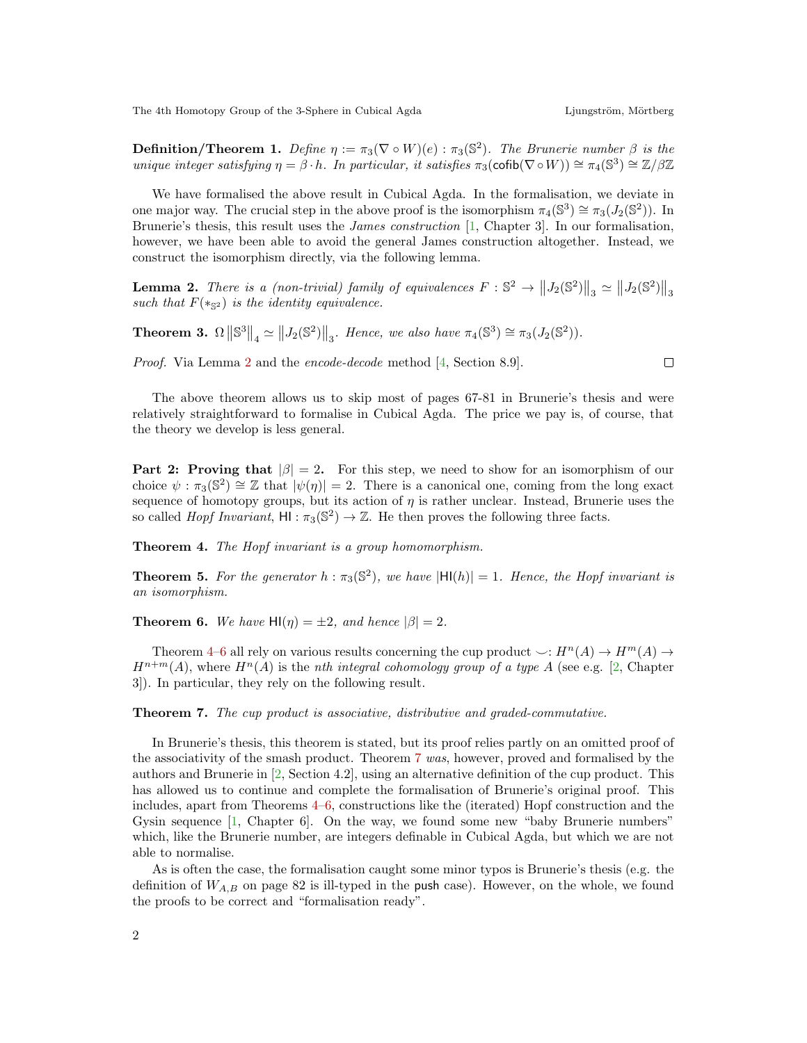**Definition/Theorem 1.** *Define $\eta := \pi_3(\nabla \circ W)(e) : \pi_3(\mathbb{S}^2)$. The Brunerie number $\beta$ is the unique integer satisfying $\eta = \beta \cdot h$. In particular, it satisfies $\pi_3(\mathsf{cofib}(\nabla \circ W)) \cong \pi_4(\mathbb{S}^3) \cong \mathbb{Z}/\beta\mathbb{Z}$*

We have formalised the above result in Cubical Agda. In the formalisation, we deviate in one major way. The crucial step in the above proof is the isomorphism $\pi_4(\mathbb{S}^3) \cong \pi_3(J_2(\mathbb{S}^2))$. In Brunerie's thesis, this result uses the *James construction* [1, Chapter 3]. In our formalisation, however, we have been able to avoid the general James construction altogether. Instead, we construct the isomorphism directly, via the following lemma.

**Lemma 2.** *There is a (non-trivial) family of equivalences $F : \mathbb{S}^2 \to \left\|J_2(\mathbb{S}^2)\right\|_3 \simeq \left\|J_2(\mathbb{S}^2)\right\|_3$ such that $F(*_{\mathbb{S}^2})$ is the identity equivalence.*

**Theorem 3.** $\Omega \left\|\mathbb{S}^3\right\|_4 \simeq \left\|J_2(\mathbb{S}^2)\right\|_3$*. Hence, we also have $\pi_4(\mathbb{S}^3) \cong \pi_3(J_2(\mathbb{S}^2))$.*

*Proof.* Via Lemma 2 and the *encode-decode* method [4, Section 8.9]. ∎

The above theorem allows us to skip most of pages 67-81 in Brunerie's thesis and were relatively straightforward to formalise in Cubical Agda. The price we pay is, of course, that the theory we develop is less general.

**Part 2: Proving that $|\beta| = 2$.** For this step, we need to show for an isomorphism of our choice $\psi : \pi_3(\mathbb{S}^2) \cong \mathbb{Z}$ that $|\psi(\eta)| = 2$. There is a canonical one, coming from the long exact sequence of homotopy groups, but its action of $\eta$ is rather unclear. Instead, Brunerie uses the so called *Hopf Invariant*, $\mathsf{HI} : \pi_3(\mathbb{S}^2) \to \mathbb{Z}$. He then proves the following three facts.

**Theorem 4.** *The Hopf invariant is a group homomorphism.*

**Theorem 5.** *For the generator $h : \pi_3(\mathbb{S}^2)$, we have $|\mathsf{HI}(h)| = 1$. Hence, the Hopf invariant is an isomorphism.*

**Theorem 6.** *We have $\mathsf{HI}(\eta) = \pm 2$, and hence $|\beta| = 2$.*

Theorem 4–6 all rely on various results concerning the cup product $\smile : H^n(A) \to H^m(A) \to H^{n+m}(A)$, where $H^n(A)$ is the *nth integral cohomology group of a type A* (see e.g. [2, Chapter 3]). In particular, they rely on the following result.

**Theorem 7.** *The cup product is associative, distributive and graded-commutative.*

In Brunerie's thesis, this theorem is stated, but its proof relies partly on an omitted proof of the associativity of the smash product. Theorem 7 *was*, however, proved and formalised by the authors and Brunerie in [2, Section 4.2], using an alternative definition of the cup product. This has allowed us to continue and complete the formalisation of Brunerie's original proof. This includes, apart from Theorems 4–6, constructions like the (iterated) Hopf construction and the Gysin sequence [1, Chapter 6]. On the way, we found some new "baby Brunerie numbers" which, like the Brunerie number, are integers definable in Cubical Agda, but which we are not able to normalise.

As is often the case, the formalisation caught some minor typos is Brunerie's thesis (e.g. the definition of $W_{A,B}$ on page 82 is ill-typed in the $\mathsf{push}$ case). However, on the whole, we found the proofs to be correct and "formalisation ready".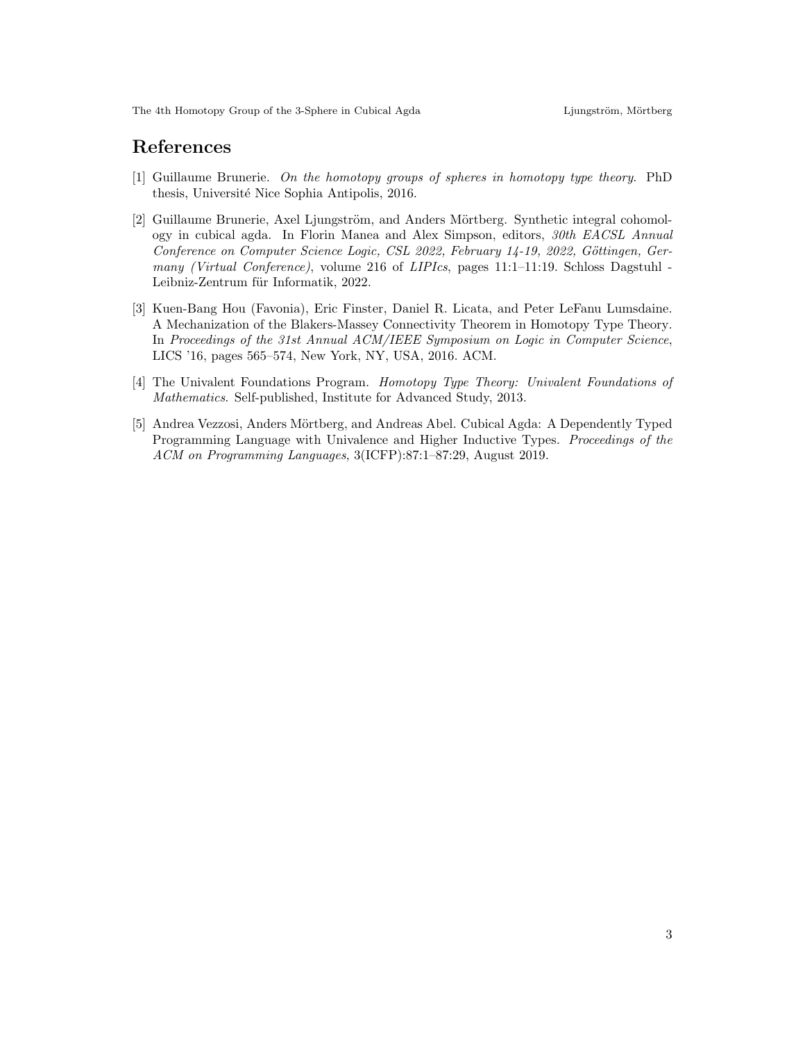## References

[1] Guillaume Brunerie. *On the homotopy groups of spheres in homotopy type theory*. PhD thesis, Université Nice Sophia Antipolis, 2016.

[2] Guillaume Brunerie, Axel Ljungström, and Anders Mörtberg. Synthetic integral cohomology in cubical agda. In Florin Manea and Alex Simpson, editors, *30th EACSL Annual Conference on Computer Science Logic, CSL 2022, February 14-19, 2022, Göttingen, Germany (Virtual Conference)*, volume 216 of *LIPIcs*, pages 11:1–11:19. Schloss Dagstuhl - Leibniz-Zentrum für Informatik, 2022.

[3] Kuen-Bang Hou (Favonia), Eric Finster, Daniel R. Licata, and Peter LeFanu Lumsdaine. A Mechanization of the Blakers-Massey Connectivity Theorem in Homotopy Type Theory. In *Proceedings of the 31st Annual ACM/IEEE Symposium on Logic in Computer Science*, LICS '16, pages 565–574, New York, NY, USA, 2016. ACM.

[4] The Univalent Foundations Program. *Homotopy Type Theory: Univalent Foundations of Mathematics*. Self-published, Institute for Advanced Study, 2013.

[5] Andrea Vezzosi, Anders Mörtberg, and Andreas Abel. Cubical Agda: A Dependently Typed Programming Language with Univalence and Higher Inductive Types. *Proceedings of the ACM on Programming Languages*, 3(ICFP):87:1–87:29, August 2019.